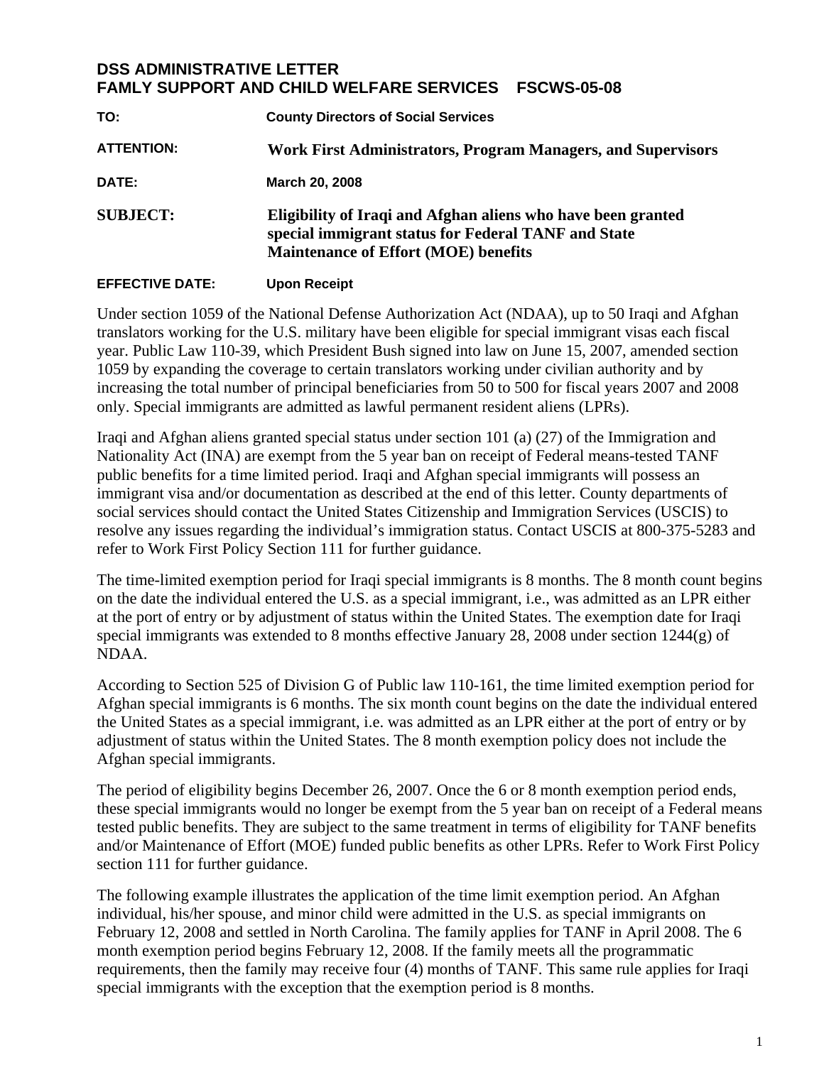# DSS ADMINISTRATIVE LETTER
# FAMLY SUPPORT AND CHILD WELFARE SERVICES FSCWS-05-08

**TO:** County Directors of Social Services

**ATTENTION:** Work First Administrators, Program Managers, and Supervisors

**DATE:** March 20, 2008

**SUBJECT:** Eligibility of Iraqi and Afghan aliens who have been granted special immigrant status for Federal TANF and State Maintenance of Effort (MOE) benefits

**EFFECTIVE DATE:** Upon Receipt

Under section 1059 of the National Defense Authorization Act (NDAA), up to 50 Iraqi and Afghan translators working for the U.S. military have been eligible for special immigrant visas each fiscal year. Public Law 110-39, which President Bush signed into law on June 15, 2007, amended section 1059 by expanding the coverage to certain translators working under civilian authority and by increasing the total number of principal beneficiaries from 50 to 500 for fiscal years 2007 and 2008 only. Special immigrants are admitted as lawful permanent resident aliens (LPRs).

Iraqi and Afghan aliens granted special status under section 101 (a) (27) of the Immigration and Nationality Act (INA) are exempt from the 5 year ban on receipt of Federal means-tested TANF public benefits for a time limited period. Iraqi and Afghan special immigrants will possess an immigrant visa and/or documentation as described at the end of this letter. County departments of social services should contact the United States Citizenship and Immigration Services (USCIS) to resolve any issues regarding the individual's immigration status. Contact USCIS at 800-375-5283 and refer to Work First Policy Section 111 for further guidance.

The time-limited exemption period for Iraqi special immigrants is 8 months. The 8 month count begins on the date the individual entered the U.S. as a special immigrant, i.e., was admitted as an LPR either at the port of entry or by adjustment of status within the United States. The exemption date for Iraqi special immigrants was extended to 8 months effective January 28, 2008 under section 1244(g) of NDAA.

According to Section 525 of Division G of Public law 110-161, the time limited exemption period for Afghan special immigrants is 6 months. The six month count begins on the date the individual entered the United States as a special immigrant, i.e. was admitted as an LPR either at the port of entry or by adjustment of status within the United States. The 8 month exemption policy does not include the Afghan special immigrants.

The period of eligibility begins December 26, 2007. Once the 6 or 8 month exemption period ends, these special immigrants would no longer be exempt from the 5 year ban on receipt of a Federal means tested public benefits. They are subject to the same treatment in terms of eligibility for TANF benefits and/or Maintenance of Effort (MOE) funded public benefits as other LPRs. Refer to Work First Policy section 111 for further guidance.

The following example illustrates the application of the time limit exemption period. An Afghan individual, his/her spouse, and minor child were admitted in the U.S. as special immigrants on February 12, 2008 and settled in North Carolina. The family applies for TANF in April 2008. The 6 month exemption period begins February 12, 2008. If the family meets all the programmatic requirements, then the family may receive four (4) months of TANF. This same rule applies for Iraqi special immigrants with the exception that the exemption period is 8 months.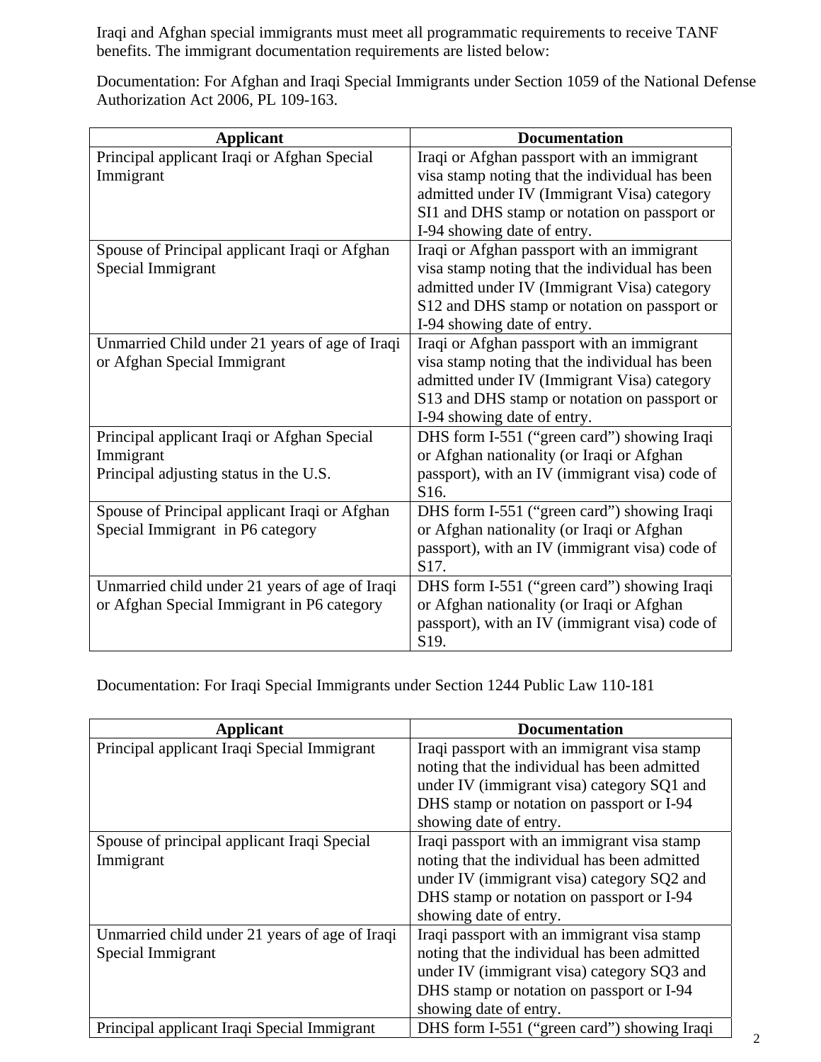Iraqi and Afghan special immigrants must meet all programmatic requirements to receive TANF benefits. The immigrant documentation requirements are listed below:

Documentation: For Afghan and Iraqi Special Immigrants under Section 1059 of the National Defense Authorization Act 2006, PL 109-163.

| Applicant | Documentation |
|---|---|
| Principal applicant Iraqi or Afghan Special Immigrant | Iraqi or Afghan passport with an immigrant visa stamp noting that the individual has been admitted under IV (Immigrant Visa) category SI1 and DHS stamp or notation on passport or I-94 showing date of entry. |
| Spouse of Principal applicant Iraqi or Afghan Special Immigrant | Iraqi or Afghan passport with an immigrant visa stamp noting that the individual has been admitted under IV (Immigrant Visa) category S12 and DHS stamp or notation on passport or I-94 showing date of entry. |
| Unmarried Child under 21 years of age of Iraqi or Afghan Special Immigrant | Iraqi or Afghan passport with an immigrant visa stamp noting that the individual has been admitted under IV (Immigrant Visa) category S13 and DHS stamp or notation on passport or I-94 showing date of entry. |
| Principal applicant Iraqi or Afghan Special Immigrant<br>Principal adjusting status in the U.S. | DHS form I-551 ("green card") showing Iraqi or Afghan nationality (or Iraqi or Afghan passport), with an IV (immigrant visa) code of S16. |
| Spouse of Principal applicant Iraqi or Afghan Special Immigrant in P6 category | DHS form I-551 ("green card") showing Iraqi or Afghan nationality (or Iraqi or Afghan passport), with an IV (immigrant visa) code of S17. |
| Unmarried child under 21 years of age of Iraqi or Afghan Special Immigrant in P6 category | DHS form I-551 ("green card") showing Iraqi or Afghan nationality (or Iraqi or Afghan passport), with an IV (immigrant visa) code of S19. |

Documentation: For Iraqi Special Immigrants under Section 1244 Public Law 110-181

| Applicant | Documentation |
|---|---|
| Principal applicant Iraqi Special Immigrant | Iraqi passport with an immigrant visa stamp noting that the individual has been admitted under IV (immigrant visa) category SQ1 and DHS stamp or notation on passport or I-94 showing date of entry. |
| Spouse of principal applicant Iraqi Special Immigrant | Iraqi passport with an immigrant visa stamp noting that the individual has been admitted under IV (immigrant visa) category SQ2 and DHS stamp or notation on passport or I-94 showing date of entry. |
| Unmarried child under 21 years of age of Iraqi Special Immigrant | Iraqi passport with an immigrant visa stamp noting that the individual has been admitted under IV (immigrant visa) category SQ3 and DHS stamp or notation on passport or I-94 showing date of entry. |
| Principal applicant Iraqi Special Immigrant | DHS form I-551 ("green card") showing Iraqi |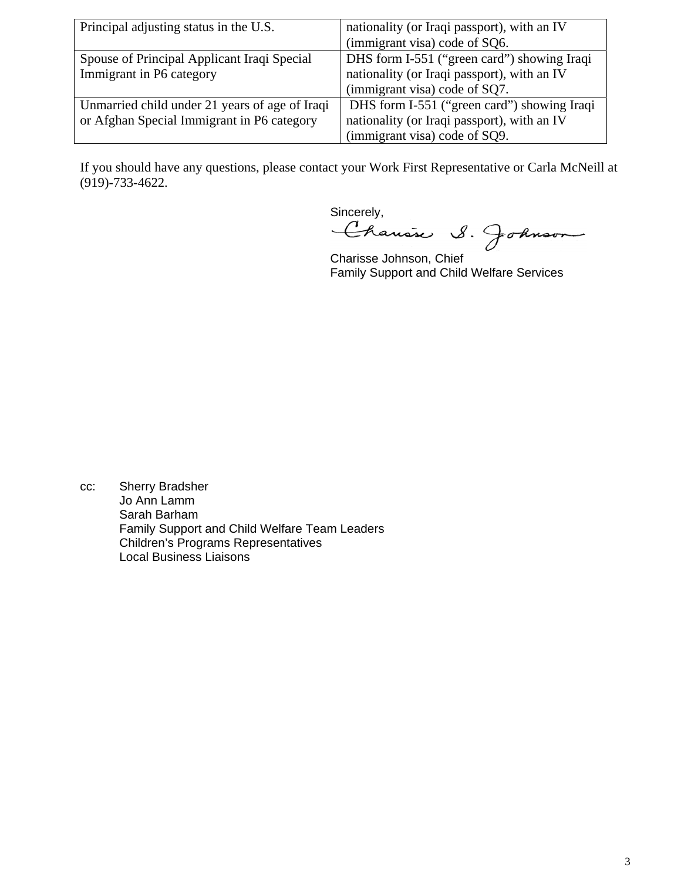| | |
|---|---|
| Principal adjusting status in the U.S. | nationality (or Iraqi passport), with an IV (immigrant visa) code of SQ6. |
| Spouse of Principal Applicant Iraqi Special Immigrant in P6 category | DHS form I-551 ("green card") showing Iraqi nationality (or Iraqi passport), with an IV (immigrant visa) code of SQ7. |
| Unmarried child under 21 years of age of Iraqi or Afghan Special Immigrant in P6 category | DHS form I-551 ("green card") showing Iraqi nationality (or Iraqi passport), with an IV (immigrant visa) code of SQ9. |

If you should have any questions, please contact your Work First Representative or Carla McNeill at (919)-733-4622.

Sincerely,

Charisse S. Johnson

Charisse Johnson, Chief
Family Support and Child Welfare Services

cc: Sherry Bradsher
Jo Ann Lamm
Sarah Barham
Family Support and Child Welfare Team Leaders
Children's Programs Representatives
Local Business Liaisons